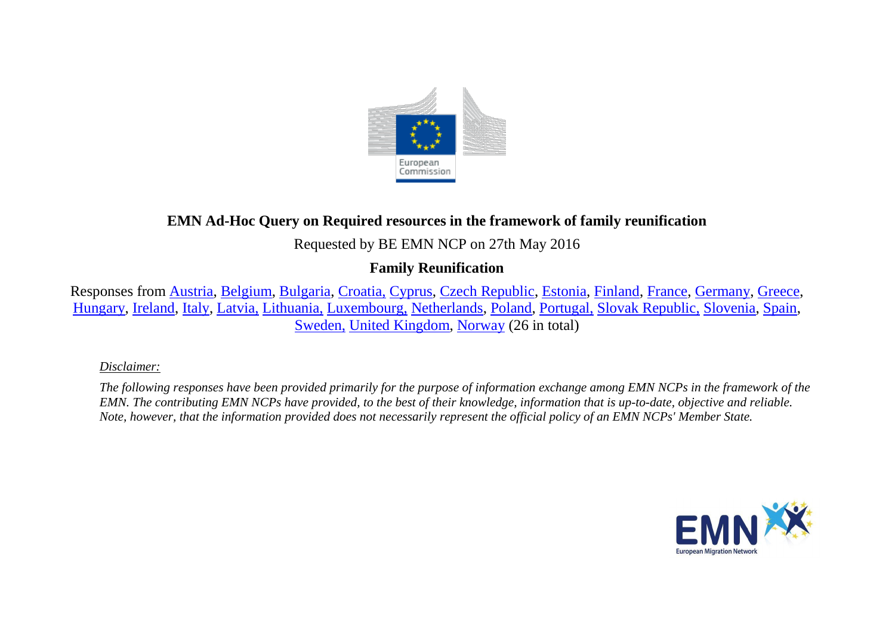**EMN Ad-Hoc Query on Required resources in the framework of family reunification**

Requested by BE EMN NCP on 27th May 2016

**Family Reunification**

Responses from Austria, Belgium, Bulgaria, Croatia, Cyprus, Czech Republic, Estonia, Finland, France, Germany, Greece, Hungary, Ireland, Italy, Latvia, Lithuania, Luxembourg, Netherlands, Poland, Portugal, Slovak Republic, Slovenia, Spain, Sweden, United Kingdom, Norway (26 in total)

*Disclaimer:*

*The following responses have been provided primarily for the purpose of information exchange among EMN NCPs in the framework of the EMN. The contributing EMN NCPs have provided, to the best of their knowledge, information that is up-to-date, objective and reliable. Note, however, that the information provided does not necessarily represent the official policy of an EMN NCPs' Member State.*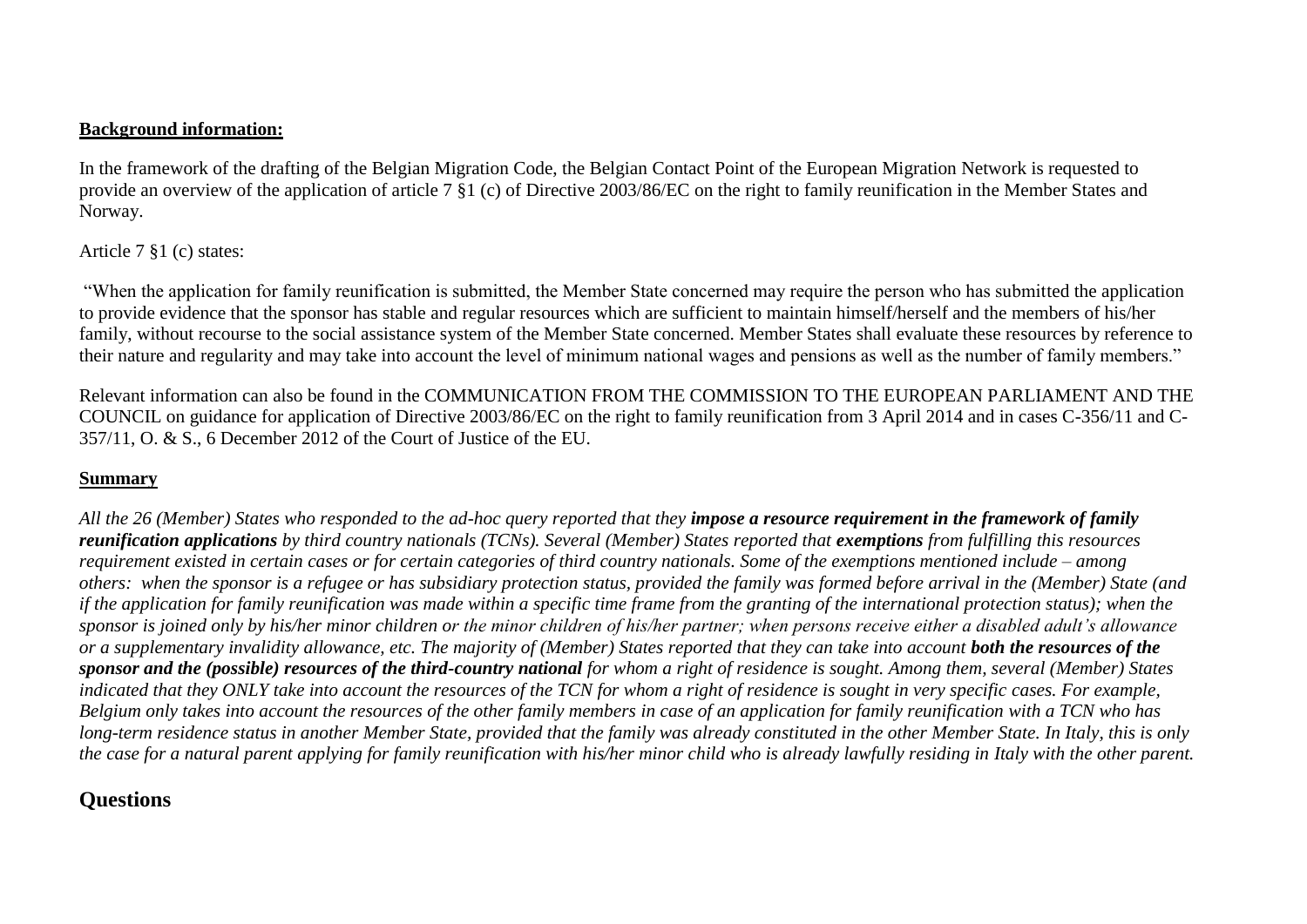**Background information:**

In the framework of the drafting of the Belgian Migration Code, the Belgian Contact Point of the European Migration Network is requested to provide an overview of the application of article 7 §1 (c) of Directive 2003/86/EC on the right to family reunification in the Member States and Norway.

Article 7 §1 (c) states:

"When the application for family reunification is submitted, the Member State concerned may require the person who has submitted the application to provide evidence that the sponsor has stable and regular resources which are sufficient to maintain himself/herself and the members of his/her family, without recourse to the social assistance system of the Member State concerned. Member States shall evaluate these resources by reference to their nature and regularity and may take into account the level of minimum national wages and pensions as well as the number of family members."

Relevant information can also be found in the COMMUNICATION FROM THE COMMISSION TO THE EUROPEAN PARLIAMENT AND THE COUNCIL on guidance for application of Directive 2003/86/EC on the right to family reunification from 3 April 2014 and in cases C-356/11 and C-357/11, O. & S., 6 December 2012 of the Court of Justice of the EU.

**Summary**

*All the 26 (Member) States who responded to the ad-hoc query reported that they **impose a resource requirement in the framework of family reunification applications** by third country nationals (TCNs). Several (Member) States reported that **exemptions** from fulfilling this resources requirement existed in certain cases or for certain categories of third country nationals. Some of the exemptions mentioned include – among others: when the sponsor is a refugee or has subsidiary protection status, provided the family was formed before arrival in the (Member) State (and if the application for family reunification was made within a specific time frame from the granting of the international protection status); when the sponsor is joined only by his/her minor children or the minor children of his/her partner; when persons receive either a disabled adult's allowance or a supplementary invalidity allowance, etc. The majority of (Member) States reported that they can take into account **both the resources of the sponsor and the (possible) resources of the third-country national** for whom a right of residence is sought. Among them, several (Member) States indicated that they ONLY take into account the resources of the TCN for whom a right of residence is sought in very specific cases. For example, Belgium only takes into account the resources of the other family members in case of an application for family reunification with a TCN who has long-term residence status in another Member State, provided that the family was already constituted in the other Member State. In Italy, this is only the case for a natural parent applying for family reunification with his/her minor child who is already lawfully residing in Italy with the other parent.*

## Questions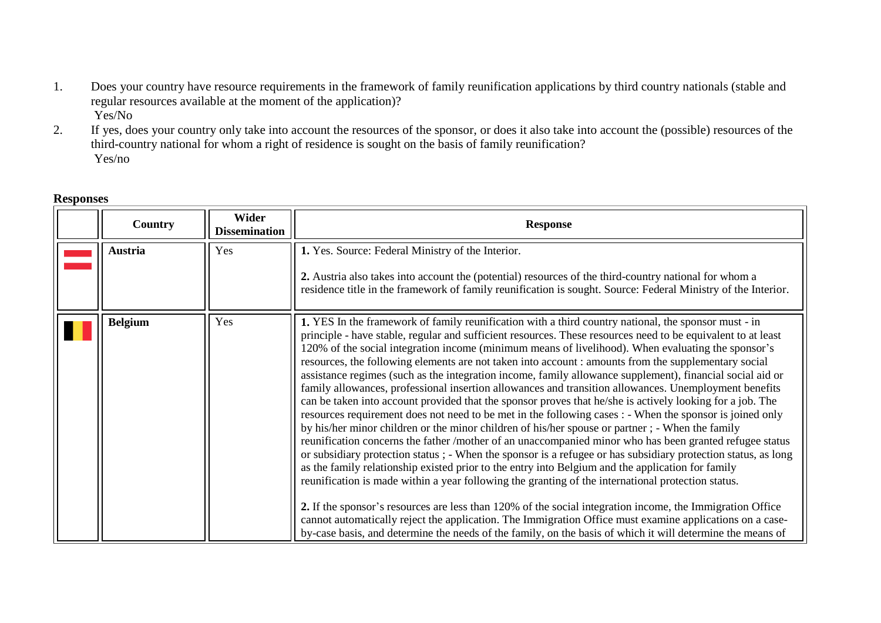1. Does your country have resource requirements in the framework of family reunification applications by third country nationals (stable and regular resources available at the moment of the application)?
   Yes/No
2. If yes, does your country only take into account the resources of the sponsor, or does it also take into account the (possible) resources of the third-country national for whom a right of residence is sought on the basis of family reunification?
   Yes/no

**Responses**

| | Country | Wider Dissemination | Response |
|---|---|---|---|
| | **Austria** | Yes | **1.** Yes. Source: Federal Ministry of the Interior. **2.** Austria also takes into account the (potential) resources of the third-country national for whom a residence title in the framework of family reunification is sought. Source: Federal Ministry of the Interior. |
| | **Belgium** | Yes | **1.** YES In the framework of family reunification with a third country national, the sponsor must - in principle - have stable, regular and sufficient resources. These resources need to be equivalent to at least 120% of the social integration income (minimum means of livelihood). When evaluating the sponsor's resources, the following elements are not taken into account : amounts from the supplementary social assistance regimes (such as the integration income, family allowance supplement), financial social aid or family allowances, professional insertion allowances and transition allowances. Unemployment benefits can be taken into account provided that the sponsor proves that he/she is actively looking for a job. The resources requirement does not need to be met in the following cases : - When the sponsor is joined only by his/her minor children or the minor children of his/her spouse or partner ; - When the family reunification concerns the father /mother of an unaccompanied minor who has been granted refugee status or subsidiary protection status ; - When the sponsor is a refugee or has subsidiary protection status, as long as the family relationship existed prior to the entry into Belgium and the application for family reunification is made within a year following the granting of the international protection status. **2.** If the sponsor's resources are less than 120% of the social integration income, the Immigration Office cannot automatically reject the application. The Immigration Office must examine applications on a case-by-case basis, and determine the needs of the family, on the basis of which it will determine the means of |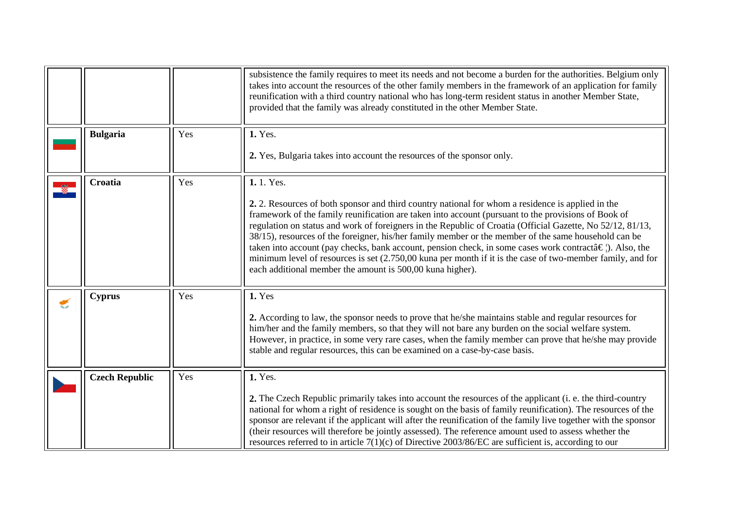| | | | |
|---|---|---|---|
| | | | subsistence the family requires to meet its needs and not become a burden for the authorities. Belgium only takes into account the resources of the other family members in the framework of an application for family reunification with a third country national who has long-term resident status in another Member State, provided that the family was already constituted in the other Member State. |
| | **Bulgaria** | Yes | **1.** Yes.<br><br>**2.** Yes, Bulgaria takes into account the resources of the sponsor only. |
| | **Croatia** | Yes | **1.** 1. Yes.<br><br>**2.** 2. Resources of both sponsor and third country national for whom a residence is applied in the framework of the family reunification are taken into account (pursuant to the provisions of Book of regulation on status and work of foreigners in the Republic of Croatia (Official Gazette, No 52/12, 81/13, 38/15), resources of the foreigner, his/her family member or the member of the same household can be taken into account (pay checks, bank account, pension check, in some cases work contractâ€ ¦). Also, the minimum level of resources is set (2.750,00 kuna per month if it is the case of two-member family, and for each additional member the amount is 500,00 kuna higher). |
| | **Cyprus** | Yes | **1.** Yes<br><br>**2.** According to law, the sponsor needs to prove that he/she maintains stable and regular resources for him/her and the family members, so that they will not bare any burden on the social welfare system. However, in practice, in some very rare cases, when the family member can prove that he/she may provide stable and regular resources, this can be examined on a case-by-case basis. |
| | **Czech Republic** | Yes | **1.** Yes.<br><br>**2.** The Czech Republic primarily takes into account the resources of the applicant (i. e. the third-country national for whom a right of residence is sought on the basis of family reunification). The resources of the sponsor are relevant if the applicant will after the reunification of the family live together with the sponsor (their resources will therefore be jointly assessed). The reference amount used to assess whether the resources referred to in article 7(1)(c) of Directive 2003/86/EC are sufficient is, according to our |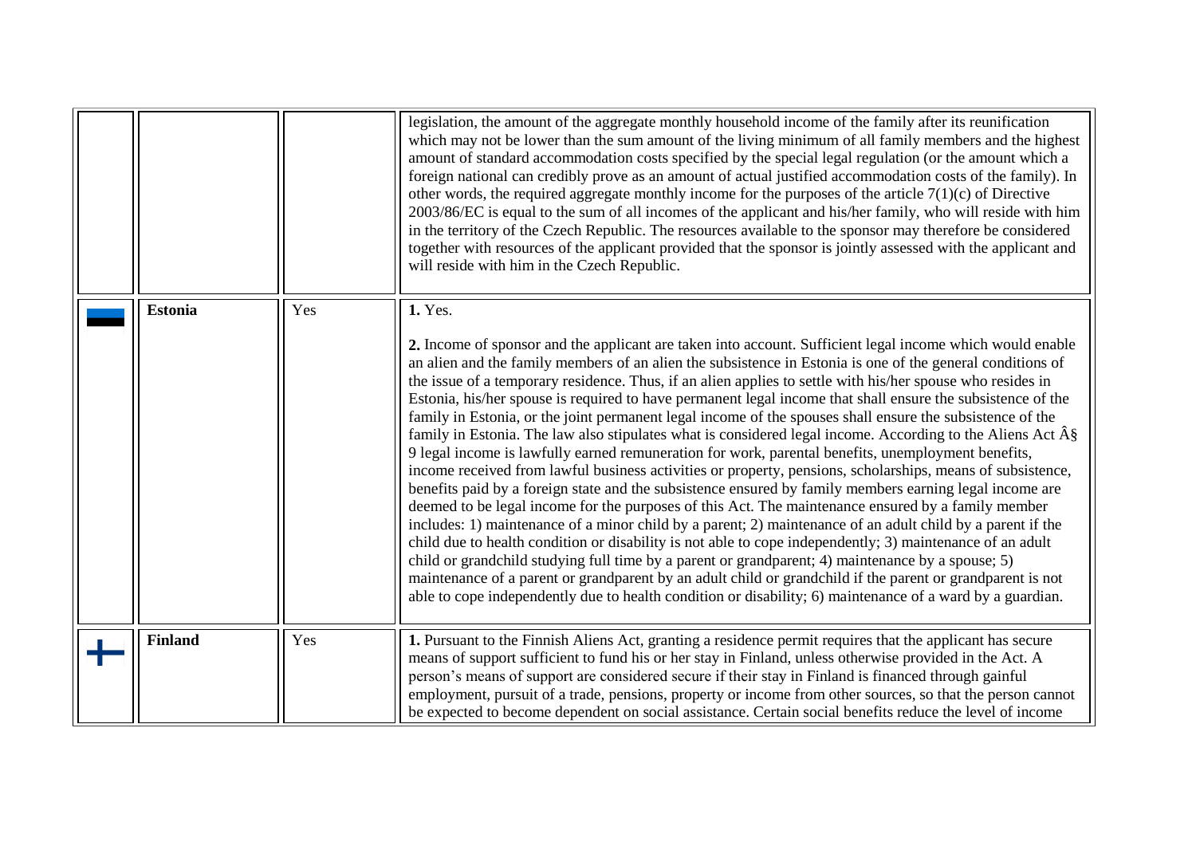| | | | |
|---|---|---|---|
| | | | legislation, the amount of the aggregate monthly household income of the family after its reunification which may not be lower than the sum amount of the living minimum of all family members and the highest amount of standard accommodation costs specified by the special legal regulation (or the amount which a foreign national can credibly prove as an amount of actual justified accommodation costs of the family). In other words, the required aggregate monthly income for the purposes of the article 7(1)(c) of Directive 2003/86/EC is equal to the sum of all incomes of the applicant and his/her family, who will reside with him in the territory of the Czech Republic. The resources available to the sponsor may therefore be considered together with resources of the applicant provided that the sponsor is jointly assessed with the applicant and will reside with him in the Czech Republic. |
| | **Estonia** | Yes | **1.** Yes.<br><br>**2.** Income of sponsor and the applicant are taken into account. Sufficient legal income which would enable an alien and the family members of an alien the subsistence in Estonia is one of the general conditions of the issue of a temporary residence. Thus, if an alien applies to settle with his/her spouse who resides in Estonia, his/her spouse is required to have permanent legal income that shall ensure the subsistence of the family in Estonia, or the joint permanent legal income of the spouses shall ensure the subsistence of the family in Estonia. The law also stipulates what is considered legal income. According to the Aliens Act Â§ 9 legal income is lawfully earned remuneration for work, parental benefits, unemployment benefits, income received from lawful business activities or property, pensions, scholarships, means of subsistence, benefits paid by a foreign state and the subsistence ensured by family members earning legal income are deemed to be legal income for the purposes of this Act. The maintenance ensured by a family member includes: 1) maintenance of a minor child by a parent; 2) maintenance of an adult child by a parent if the child due to health condition or disability is not able to cope independently; 3) maintenance of an adult child or grandchild studying full time by a parent or grandparent; 4) maintenance by a spouse; 5) maintenance of a parent or grandparent by an adult child or grandchild if the parent or grandparent is not able to cope independently due to health condition or disability; 6) maintenance of a ward by a guardian. |
| | **Finland** | Yes | **1.** Pursuant to the Finnish Aliens Act, granting a residence permit requires that the applicant has secure means of support sufficient to fund his or her stay in Finland, unless otherwise provided in the Act. A person's means of support are considered secure if their stay in Finland is financed through gainful employment, pursuit of a trade, pensions, property or income from other sources, so that the person cannot be expected to become dependent on social assistance. Certain social benefits reduce the level of income |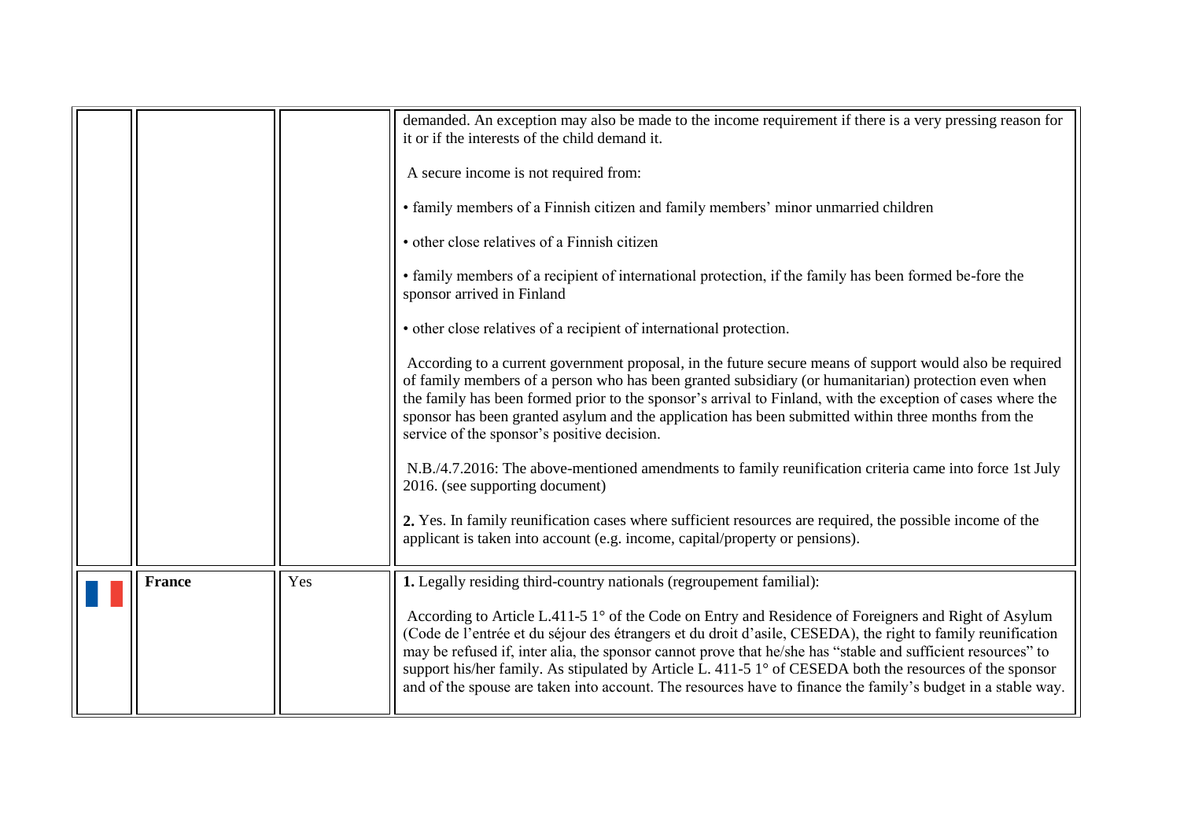| | | | |
|---|---|---|---|
| | | | demanded. An exception may also be made to the income requirement if there is a very pressing reason for it or if the interests of the child demand it.<br><br>A secure income is not required from:<br><br>• family members of a Finnish citizen and family members' minor unmarried children<br><br>• other close relatives of a Finnish citizen<br><br>• family members of a recipient of international protection, if the family has been formed be-fore the sponsor arrived in Finland<br><br>• other close relatives of a recipient of international protection.<br><br>According to a current government proposal, in the future secure means of support would also be required of family members of a person who has been granted subsidiary (or humanitarian) protection even when the family has been formed prior to the sponsor's arrival to Finland, with the exception of cases where the sponsor has been granted asylum and the application has been submitted within three months from the service of the sponsor's positive decision.<br><br>N.B./4.7.2016: The above-mentioned amendments to family reunification criteria came into force 1st July 2016. (see supporting document)<br><br>**2.** Yes. In family reunification cases where sufficient resources are required, the possible income of the applicant is taken into account (e.g. income, capital/property or pensions). |
| | **France** | Yes | **1.** Legally residing third-country nationals (regroupement familial):<br><br>According to Article L.411-5 1° of the Code on Entry and Residence of Foreigners and Right of Asylum (Code de l'entrée et du séjour des étrangers et du droit d'asile, CESEDA), the right to family reunification may be refused if, inter alia, the sponsor cannot prove that he/she has "stable and sufficient resources" to support his/her family. As stipulated by Article L. 411-5 1° of CESEDA both the resources of the sponsor and of the spouse are taken into account. The resources have to finance the family's budget in a stable way. |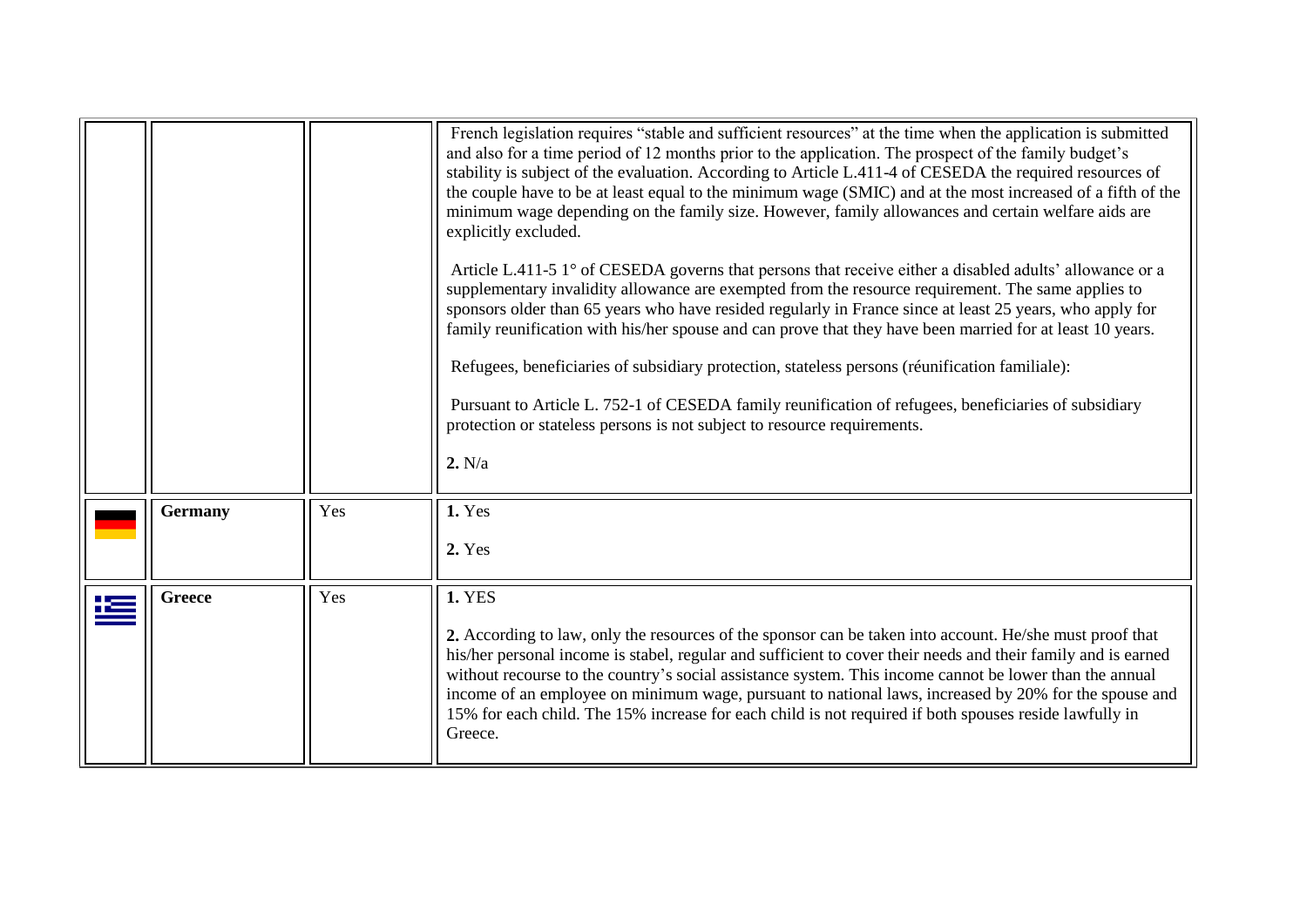|  |  |  |  |
|---|---|---|---|
|  |  |  | French legislation requires "stable and sufficient resources" at the time when the application is submitted and also for a time period of 12 months prior to the application. The prospect of the family budget's stability is subject of the evaluation. According to Article L.411-4 of CESEDA the required resources of the couple have to be at least equal to the minimum wage (SMIC) and at the most increased of a fifth of the minimum wage depending on the family size. However, family allowances and certain welfare aids are explicitly excluded.<br><br>Article L.411-5 1° of CESEDA governs that persons that receive either a disabled adults' allowance or a supplementary invalidity allowance are exempted from the resource requirement. The same applies to sponsors older than 65 years who have resided regularly in France since at least 25 years, who apply for family reunification with his/her spouse and can prove that they have been married for at least 10 years.<br><br>Refugees, beneficiaries of subsidiary protection, stateless persons (réunification familiale):<br><br>Pursuant to Article L. 752-1 of CESEDA family reunification of refugees, beneficiaries of subsidiary protection or stateless persons is not subject to resource requirements.<br><br>**2.** N/a |
|  | **Germany** | Yes | **1.** Yes<br><br>**2.** Yes |
|  | **Greece** | Yes | **1.** YES<br><br>**2.** According to law, only the resources of the sponsor can be taken into account. He/she must proof that his/her personal income is stabel, regular and sufficient to cover their needs and their family and is earned without recourse to the country's social assistance system. This income cannot be lower than the annual income of an employee on minimum wage, pursuant to national laws, increased by 20% for the spouse and 15% for each child. The 15% increase for each child is not required if both spouses reside lawfully in Greece. |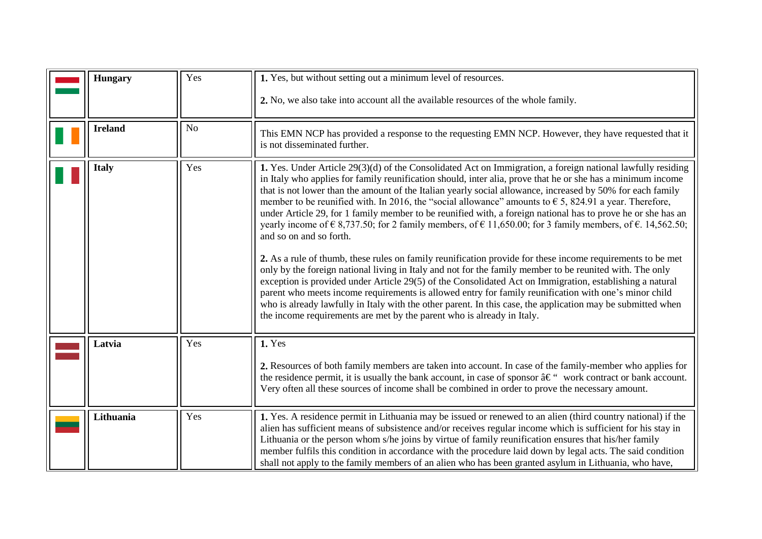| | | | |
|---|---|---|---|
| | **Hungary** | Yes | **1.** Yes, but without setting out a minimum level of resources.<br><br>**2.** No, we also take into account all the available resources of the whole family. |
| | **Ireland** | No | This EMN NCP has provided a response to the requesting EMN NCP. However, they have requested that it is not disseminated further. |
| | **Italy** | Yes | **1.** Yes. Under Article 29(3)(d) of the Consolidated Act on Immigration, a foreign national lawfully residing in Italy who applies for family reunification should, inter alia, prove that he or she has a minimum income that is not lower than the amount of the Italian yearly social allowance, increased by 50% for each family member to be reunified with. In 2016, the "social allowance" amounts to € 5, 824.91 a year. Therefore, under Article 29, for 1 family member to be reunified with, a foreign national has to prove he or she has an yearly income of € 8,737.50; for 2 family members, of € 11,650.00; for 3 family members, of €. 14,562.50; and so on and so forth.<br><br>**2.** As a rule of thumb, these rules on family reunification provide for these income requirements to be met only by the foreign national living in Italy and not for the family member to be reunited with. The only exception is provided under Article 29(5) of the Consolidated Act on Immigration, establishing a natural parent who meets income requirements is allowed entry for family reunification with one's minor child who is already lawfully in Italy with the other parent. In this case, the application may be submitted when the income requirements are met by the parent who is already in Italy. |
| | **Latvia** | Yes | **1.** Yes<br><br>**2.** Resources of both family members are taken into account. In case of the family-member who applies for the residence permit, it is usually the bank account, in case of sponsor â€ " work contract or bank account. Very often all these sources of income shall be combined in order to prove the necessary amount. |
| | **Lithuania** | Yes | **1.** Yes. A residence permit in Lithuania may be issued or renewed to an alien (third country national) if the alien has sufficient means of subsistence and/or receives regular income which is sufficient for his stay in Lithuania or the person whom s/he joins by virtue of family reunification ensures that his/her family member fulfils this condition in accordance with the procedure laid down by legal acts. The said condition shall not apply to the family members of an alien who has been granted asylum in Lithuania, who have, |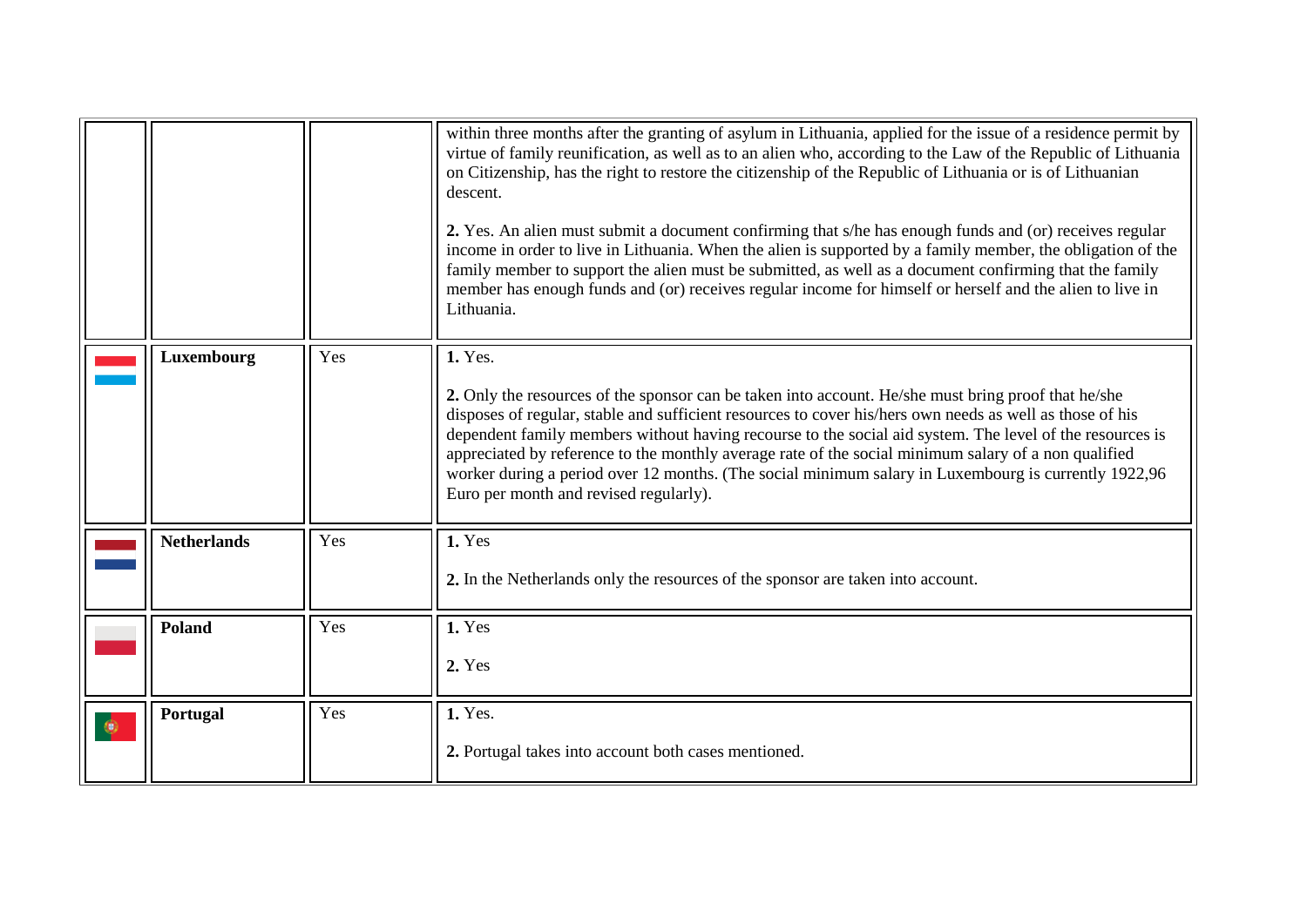| | | | |
|---|---|---|---|
| | | | within three months after the granting of asylum in Lithuania, applied for the issue of a residence permit by virtue of family reunification, as well as to an alien who, according to the Law of the Republic of Lithuania on Citizenship, has the right to restore the citizenship of the Republic of Lithuania or is of Lithuanian descent.<br><br>**2.** Yes. An alien must submit a document confirming that s/he has enough funds and (or) receives regular income in order to live in Lithuania. When the alien is supported by a family member, the obligation of the family member to support the alien must be submitted, as well as a document confirming that the family member has enough funds and (or) receives regular income for himself or herself and the alien to live in Lithuania. |
| | **Luxembourg** | Yes | **1.** Yes.<br><br>**2.** Only the resources of the sponsor can be taken into account. He/she must bring proof that he/she disposes of regular, stable and sufficient resources to cover his/hers own needs as well as those of his dependent family members without having recourse to the social aid system. The level of the resources is appreciated by reference to the monthly average rate of the social minimum salary of a non qualified worker during a period over 12 months. (The social minimum salary in Luxembourg is currently 1922,96 Euro per month and revised regularly). |
| | **Netherlands** | Yes | **1.** Yes<br><br>**2.** In the Netherlands only the resources of the sponsor are taken into account. |
| | **Poland** | Yes | **1.** Yes<br><br>**2.** Yes |
| | **Portugal** | Yes | **1.** Yes.<br><br>**2.** Portugal takes into account both cases mentioned. |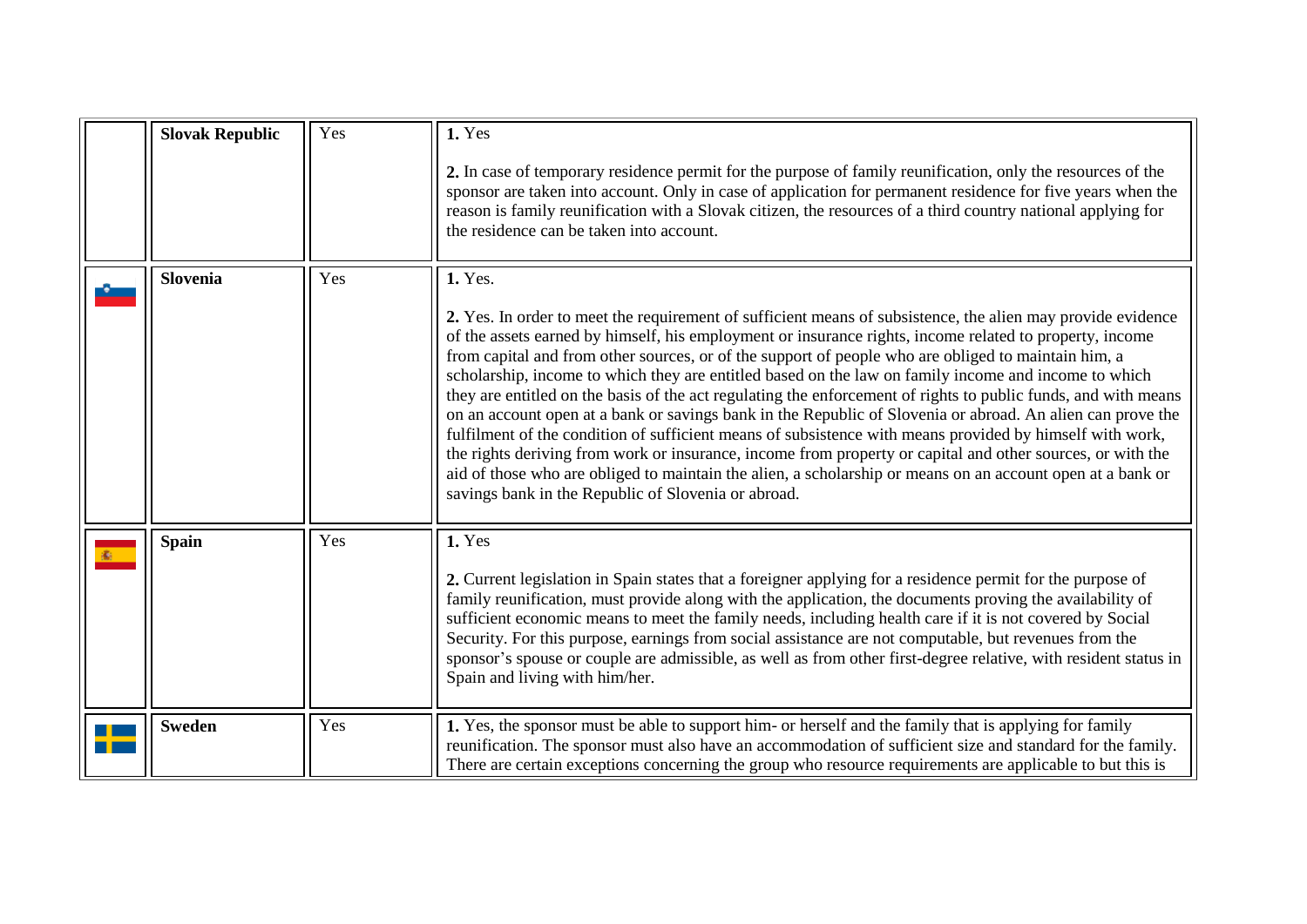| | | | |
|---|---|---|---|
| | **Slovak Republic** | Yes | **1.** Yes<br><br>**2.** In case of temporary residence permit for the purpose of family reunification, only the resources of the sponsor are taken into account. Only in case of application for permanent residence for five years when the reason is family reunification with a Slovak citizen, the resources of a third country national applying for the residence can be taken into account. |
| | **Slovenia** | Yes | **1.** Yes.<br><br>**2.** Yes. In order to meet the requirement of sufficient means of subsistence, the alien may provide evidence of the assets earned by himself, his employment or insurance rights, income related to property, income from capital and from other sources, or of the support of people who are obliged to maintain him, a scholarship, income to which they are entitled based on the law on family income and income to which they are entitled on the basis of the act regulating the enforcement of rights to public funds, and with means on an account open at a bank or savings bank in the Republic of Slovenia or abroad. An alien can prove the fulfilment of the condition of sufficient means of subsistence with means provided by himself with work, the rights deriving from work or insurance, income from property or capital and other sources, or with the aid of those who are obliged to maintain the alien, a scholarship or means on an account open at a bank or savings bank in the Republic of Slovenia or abroad. |
| | **Spain** | Yes | **1.** Yes<br><br>**2.** Current legislation in Spain states that a foreigner applying for a residence permit for the purpose of family reunification, must provide along with the application, the documents proving the availability of sufficient economic means to meet the family needs, including health care if it is not covered by Social Security. For this purpose, earnings from social assistance are not computable, but revenues from the sponsor's spouse or couple are admissible, as well as from other first-degree relative, with resident status in Spain and living with him/her. |
| | **Sweden** | Yes | **1.** Yes, the sponsor must be able to support him- or herself and the family that is applying for family reunification. The sponsor must also have an accommodation of sufficient size and standard for the family. There are certain exceptions concerning the group who resource requirements are applicable to but this is |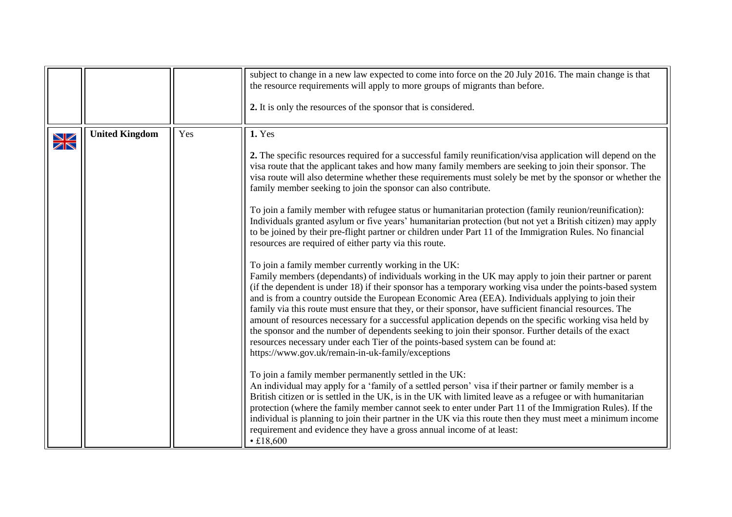| | | | |
|---|---|---|---|
| | | | subject to change in a new law expected to come into force on the 20 July 2016. The main change is that the resource requirements will apply to more groups of migrants than before.<br><br>**2.** It is only the resources of the sponsor that is considered. |
| | **United Kingdom** | Yes | **1.** Yes<br><br>**2.** The specific resources required for a successful family reunification/visa application will depend on the visa route that the applicant takes and how many family members are seeking to join their sponsor. The visa route will also determine whether these requirements must solely be met by the sponsor or whether the family member seeking to join the sponsor can also contribute.<br><br>To join a family member with refugee status or humanitarian protection (family reunion/reunification): Individuals granted asylum or five years' humanitarian protection (but not yet a British citizen) may apply to be joined by their pre-flight partner or children under Part 11 of the Immigration Rules. No financial resources are required of either party via this route.<br><br>To join a family member currently working in the UK:<br>Family members (dependants) of individuals working in the UK may apply to join their partner or parent (if the dependent is under 18) if their sponsor has a temporary working visa under the points-based system and is from a country outside the European Economic Area (EEA). Individuals applying to join their family via this route must ensure that they, or their sponsor, have sufficient financial resources. The amount of resources necessary for a successful application depends on the specific working visa held by the sponsor and the number of dependents seeking to join their sponsor. Further details of the exact resources necessary under each Tier of the points-based system can be found at: https://www.gov.uk/remain-in-uk-family/exceptions<br><br>To join a family member permanently settled in the UK:<br>An individual may apply for a 'family of a settled person' visa if their partner or family member is a British citizen or is settled in the UK, is in the UK with limited leave as a refugee or with humanitarian protection (where the family member cannot seek to enter under Part 11 of the Immigration Rules). If the individual is planning to join their partner in the UK via this route then they must meet a minimum income requirement and evidence they have a gross annual income of at least:<br>• £18,600 |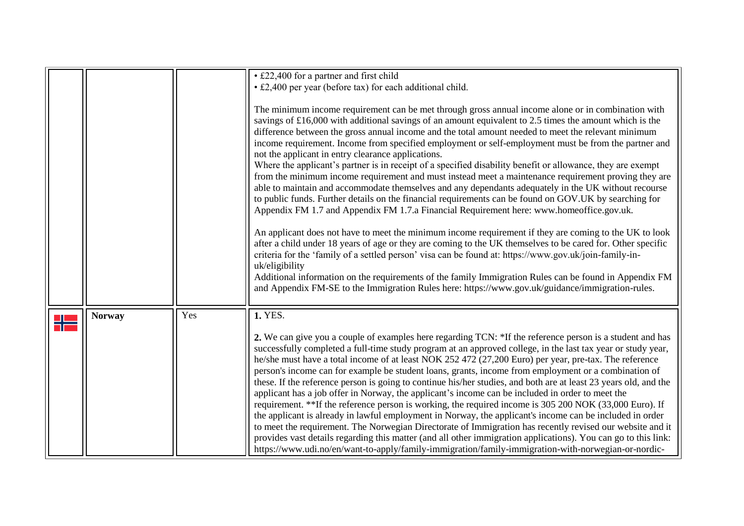|  |  |  |  |
|---|---|---|---|
|  |  |  | • £22,400 for a partner and first child<br>• £2,400 per year (before tax) for each additional child.<br><br>The minimum income requirement can be met through gross annual income alone or in combination with savings of £16,000 with additional savings of an amount equivalent to 2.5 times the amount which is the difference between the gross annual income and the total amount needed to meet the relevant minimum income requirement. Income from specified employment or self-employment must be from the partner and not the applicant in entry clearance applications.<br>Where the applicant's partner is in receipt of a specified disability benefit or allowance, they are exempt from the minimum income requirement and must instead meet a maintenance requirement proving they are able to maintain and accommodate themselves and any dependants adequately in the UK without recourse to public funds. Further details on the financial requirements can be found on GOV.UK by searching for Appendix FM 1.7 and Appendix FM 1.7.a Financial Requirement here: www.homeoffice.gov.uk.<br><br>An applicant does not have to meet the minimum income requirement if they are coming to the UK to look after a child under 18 years of age or they are coming to the UK themselves to be cared for. Other specific criteria for the 'family of a settled person' visa can be found at: https://www.gov.uk/join-family-in-uk/eligibility<br>Additional information on the requirements of the family Immigration Rules can be found in Appendix FM and Appendix FM-SE to the Immigration Rules here: https://www.gov.uk/guidance/immigration-rules. |
|  | **Norway** | Yes | **1.** YES.<br><br>**2.** We can give you a couple of examples here regarding TCN: *If the reference person is a student and has successfully completed a full-time study program at an approved college, in the last tax year or study year, he/she must have a total income of at least NOK 252 472 (27,200 Euro) per year, pre-tax. The reference person's income can for example be student loans, grants, income from employment or a combination of these. If the reference person is going to continue his/her studies, and both are at least 23 years old, and the applicant has a job offer in Norway, the applicant's income can be included in order to meet the requirement. **If the reference person is working, the required income is 305 200 NOK (33,000 Euro). If the applicant is already in lawful employment in Norway, the applicant's income can be included in order to meet the requirement. The Norwegian Directorate of Immigration has recently revised our website and it provides vast details regarding this matter (and all other immigration applications). You can go to this link: https://www.udi.no/en/want-to-apply/family-immigration/family-immigration-with-norwegian-or-nordic- |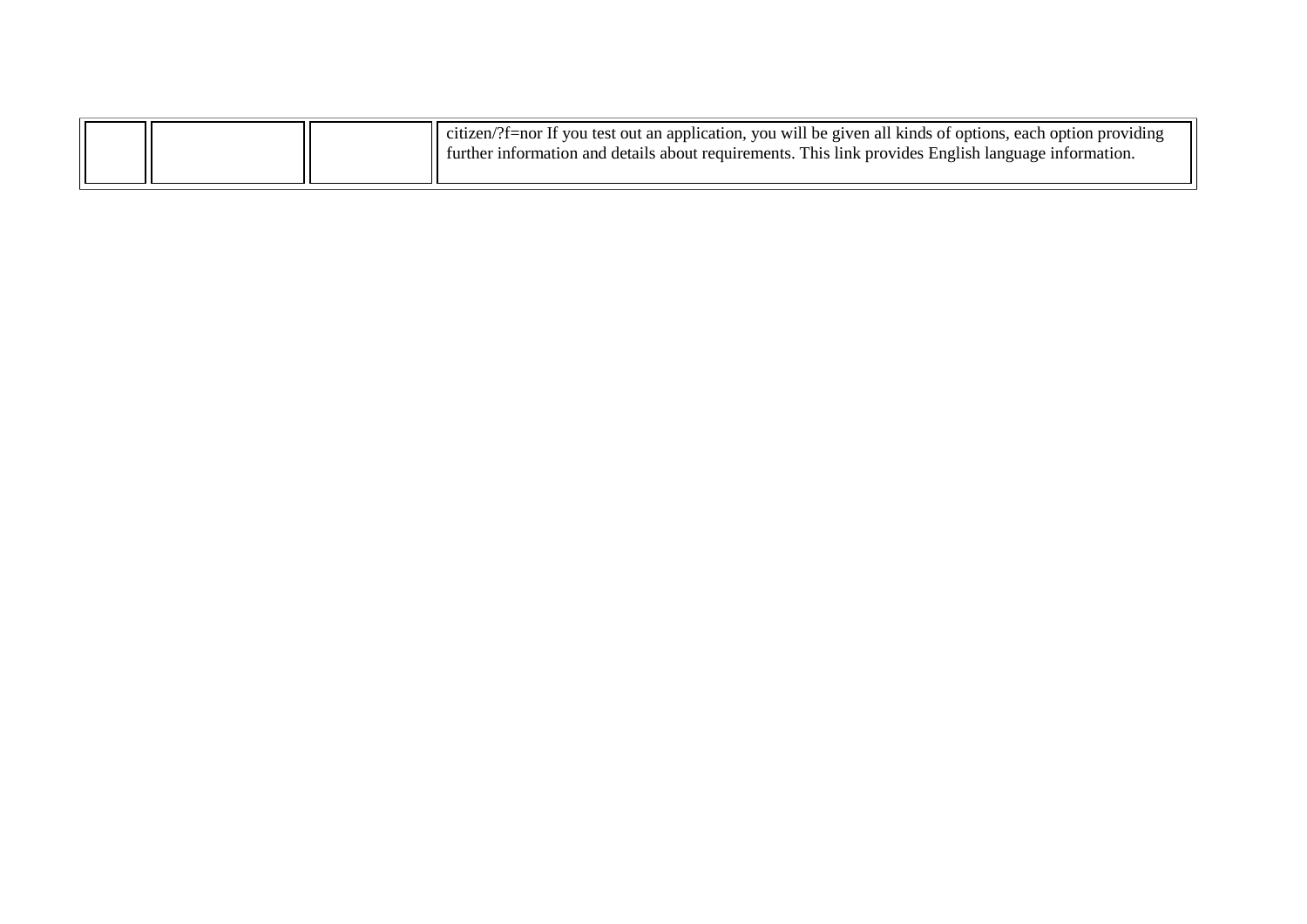| | | | |
|---|---|---|---|
| | | | citizen/?f=nor If you test out an application, you will be given all kinds of options, each option providing further information and details about requirements. This link provides English language information. |